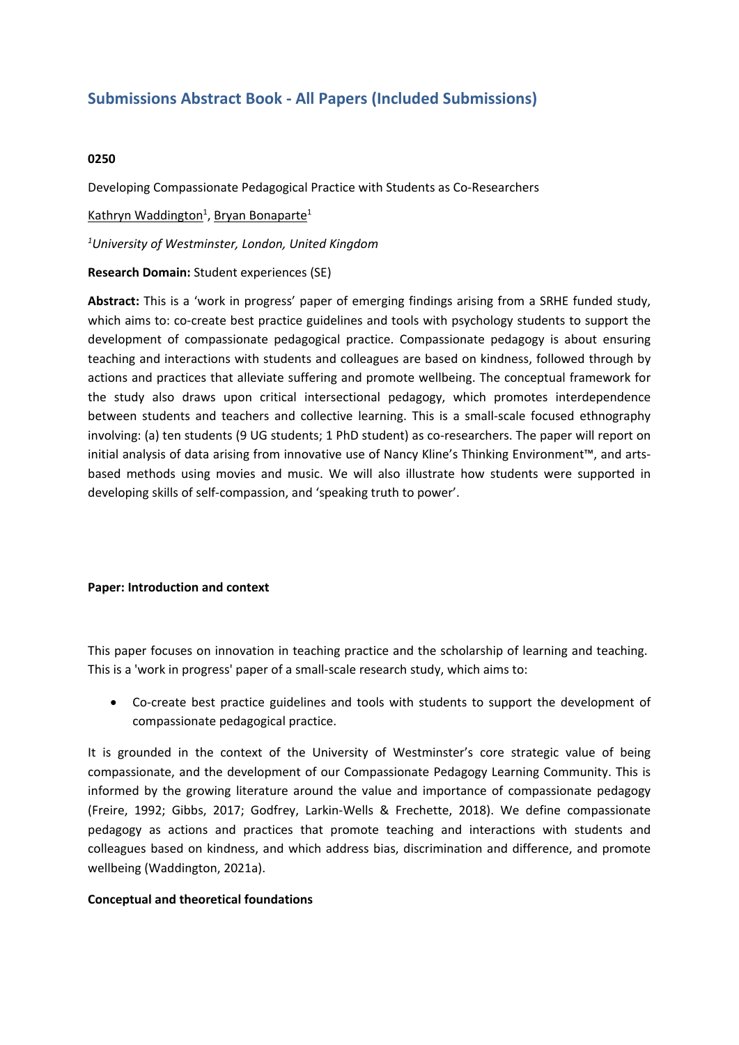# Submissions Abstract Book - All Papers (Included Submissions)

**0250**

Developing Compassionate Pedagogical Practice with Students as Co-Researchers

Kathryn Waddington[1], Bryan Bonaparte[1]

*[1]University of Westminster, London, United Kingdom*

**Research Domain:** Student experiences (SE)

**Abstract:** This is a 'work in progress' paper of emerging findings arising from a SRHE funded study, which aims to: co-create best practice guidelines and tools with psychology students to support the development of compassionate pedagogical practice. Compassionate pedagogy is about ensuring teaching and interactions with students and colleagues are based on kindness, followed through by actions and practices that alleviate suffering and promote wellbeing. The conceptual framework for the study also draws upon critical intersectional pedagogy, which promotes interdependence between students and teachers and collective learning. This is a small-scale focused ethnography involving: (a) ten students (9 UG students; 1 PhD student) as co-researchers. The paper will report on initial analysis of data arising from innovative use of Nancy Kline's Thinking Environment™, and arts-based methods using movies and music. We will also illustrate how students were supported in developing skills of self-compassion, and 'speaking truth to power'.

**Paper: Introduction and context**

This paper focuses on innovation in teaching practice and the scholarship of learning and teaching. This is a 'work in progress' paper of a small-scale research study, which aims to:

- Co-create best practice guidelines and tools with students to support the development of compassionate pedagogical practice.

It is grounded in the context of the University of Westminster's core strategic value of being compassionate, and the development of our Compassionate Pedagogy Learning Community. This is informed by the growing literature around the value and importance of compassionate pedagogy (Freire, 1992; Gibbs, 2017; Godfrey, Larkin-Wells & Frechette, 2018). We define compassionate pedagogy as actions and practices that promote teaching and interactions with students and colleagues based on kindness, and which address bias, discrimination and difference, and promote wellbeing (Waddington, 2021a).

**Conceptual and theoretical foundations**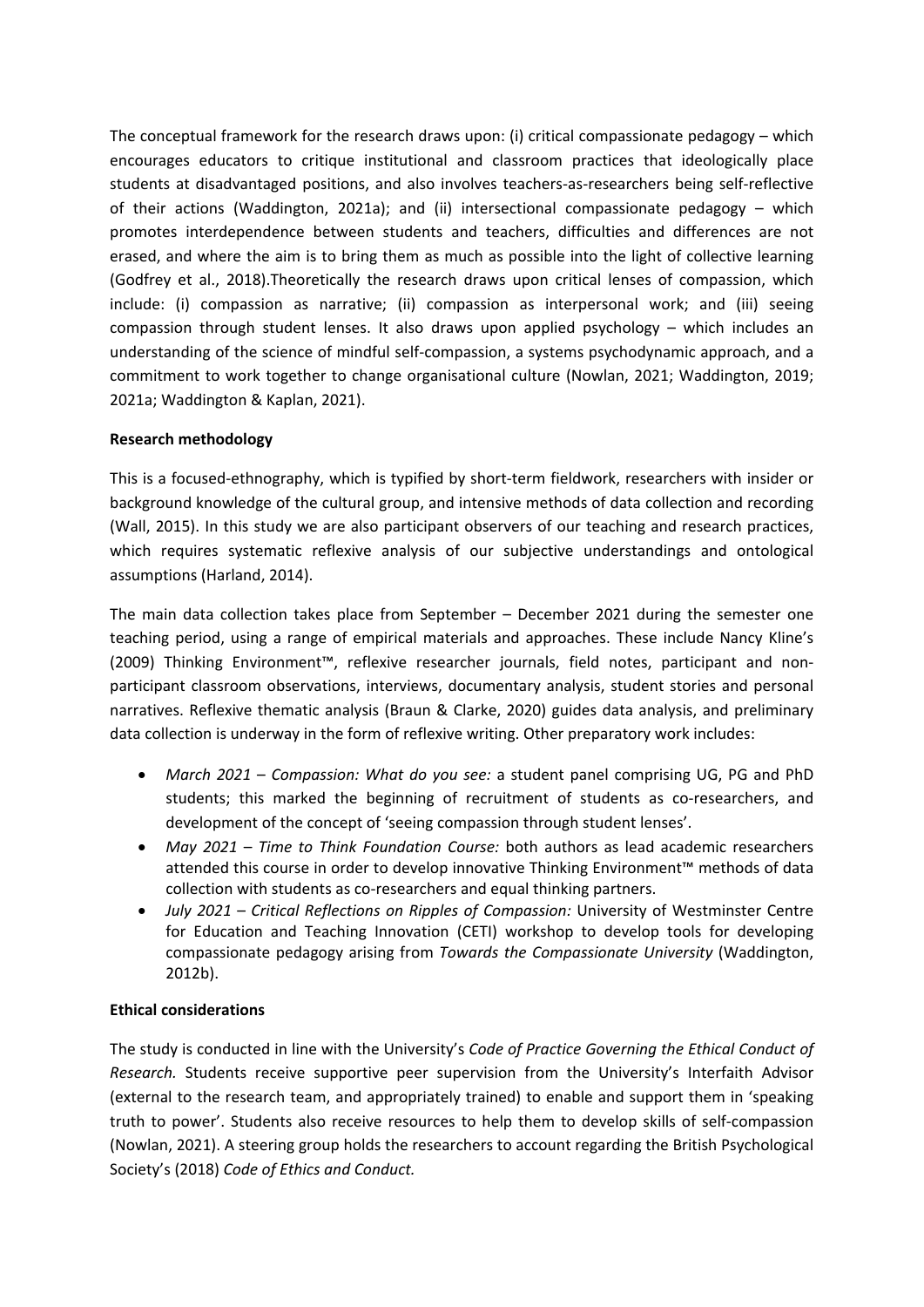The conceptual framework for the research draws upon: (i) critical compassionate pedagogy – which encourages educators to critique institutional and classroom practices that ideologically place students at disadvantaged positions, and also involves teachers-as-researchers being self-reflective of their actions (Waddington, 2021a); and (ii) intersectional compassionate pedagogy – which promotes interdependence between students and teachers, difficulties and differences are not erased, and where the aim is to bring them as much as possible into the light of collective learning (Godfrey et al., 2018).Theoretically the research draws upon critical lenses of compassion, which include: (i) compassion as narrative; (ii) compassion as interpersonal work; and (iii) seeing compassion through student lenses. It also draws upon applied psychology – which includes an understanding of the science of mindful self-compassion, a systems psychodynamic approach, and a commitment to work together to change organisational culture (Nowlan, 2021; Waddington, 2019; 2021a; Waddington & Kaplan, 2021).

**Research methodology**

This is a focused-ethnography, which is typified by short-term fieldwork, researchers with insider or background knowledge of the cultural group, and intensive methods of data collection and recording (Wall, 2015). In this study we are also participant observers of our teaching and research practices, which requires systematic reflexive analysis of our subjective understandings and ontological assumptions (Harland, 2014).

The main data collection takes place from September – December 2021 during the semester one teaching period, using a range of empirical materials and approaches. These include Nancy Kline's (2009) Thinking Environment™, reflexive researcher journals, field notes, participant and non-participant classroom observations, interviews, documentary analysis, student stories and personal narratives. Reflexive thematic analysis (Braun & Clarke, 2020) guides data analysis, and preliminary data collection is underway in the form of reflexive writing. Other preparatory work includes:

- *March 2021 – Compassion: What do you see:* a student panel comprising UG, PG and PhD students; this marked the beginning of recruitment of students as co-researchers, and development of the concept of 'seeing compassion through student lenses'.
- *May 2021 – Time to Think Foundation Course:* both authors as lead academic researchers attended this course in order to develop innovative Thinking Environment™ methods of data collection with students as co-researchers and equal thinking partners.
- *July 2021 – Critical Reflections on Ripples of Compassion:* University of Westminster Centre for Education and Teaching Innovation (CETI) workshop to develop tools for developing compassionate pedagogy arising from *Towards the Compassionate University* (Waddington, 2012b).

**Ethical considerations**

The study is conducted in line with the University's *Code of Practice Governing the Ethical Conduct of Research.* Students receive supportive peer supervision from the University's Interfaith Advisor (external to the research team, and appropriately trained) to enable and support them in 'speaking truth to power'. Students also receive resources to help them to develop skills of self-compassion (Nowlan, 2021). A steering group holds the researchers to account regarding the British Psychological Society's (2018) *Code of Ethics and Conduct.*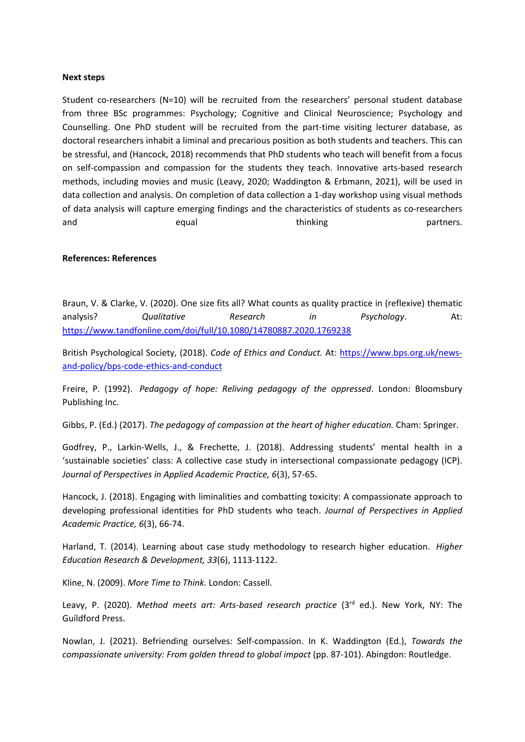**Next steps**

Student co-researchers (N=10) will be recruited from the researchers' personal student database from three BSc programmes: Psychology; Cognitive and Clinical Neuroscience; Psychology and Counselling. One PhD student will be recruited from the part-time visiting lecturer database, as doctoral researchers inhabit a liminal and precarious position as both students and teachers. This can be stressful, and (Hancock, 2018) recommends that PhD students who teach will benefit from a focus on self-compassion and compassion for the students they teach. Innovative arts-based research methods, including movies and music (Leavy, 2020; Waddington & Erbmann, 2021), will be used in data collection and analysis. On completion of data collection a 1-day workshop using visual methods of data analysis will capture emerging findings and the characteristics of students as co-researchers and equal thinking partners.

**References: References**

Braun, V. & Clarke, V. (2020). One size fits all? What counts as quality practice in (reflexive) thematic analysis? *Qualitative Research in Psychology*. At: https://www.tandfonline.com/doi/full/10.1080/14780887.2020.1769238

British Psychological Society, (2018). *Code of Ethics and Conduct.* At: https://www.bps.org.uk/news-and-policy/bps-code-ethics-and-conduct

Freire, P. (1992). *Pedagogy of hope: Reliving pedagogy of the oppressed*. London: Bloomsbury Publishing Inc.

Gibbs, P. (Ed.) (2017). *The pedagogy of compassion at the heart of higher education.* Cham: Springer.

Godfrey, P., Larkin-Wells, J., & Frechette, J. (2018). Addressing students' mental health in a 'sustainable societies' class: A collective case study in intersectional compassionate pedagogy (ICP). *Journal of Perspectives in Applied Academic Practice, 6*(3), 57-65.

Hancock, J. (2018). Engaging with liminalities and combatting toxicity: A compassionate approach to developing professional identities for PhD students who teach. *Journal of Perspectives in Applied Academic Practice, 6*(3), 66-74.

Harland, T. (2014). Learning about case study methodology to research higher education. *Higher Education Research & Development, 33*(6), 1113-1122.

Kline, N. (2009). *More Time to Think.* London: Cassell.

Leavy, P. (2020). *Method meets art: Arts-based research practice* (3rd ed.). New York, NY: The Guildford Press.

Nowlan, J. (2021). Befriending ourselves: Self-compassion. In K. Waddington (Ed.), *Towards the compassionate university: From golden thread to global impact* (pp. 87-101). Abingdon: Routledge.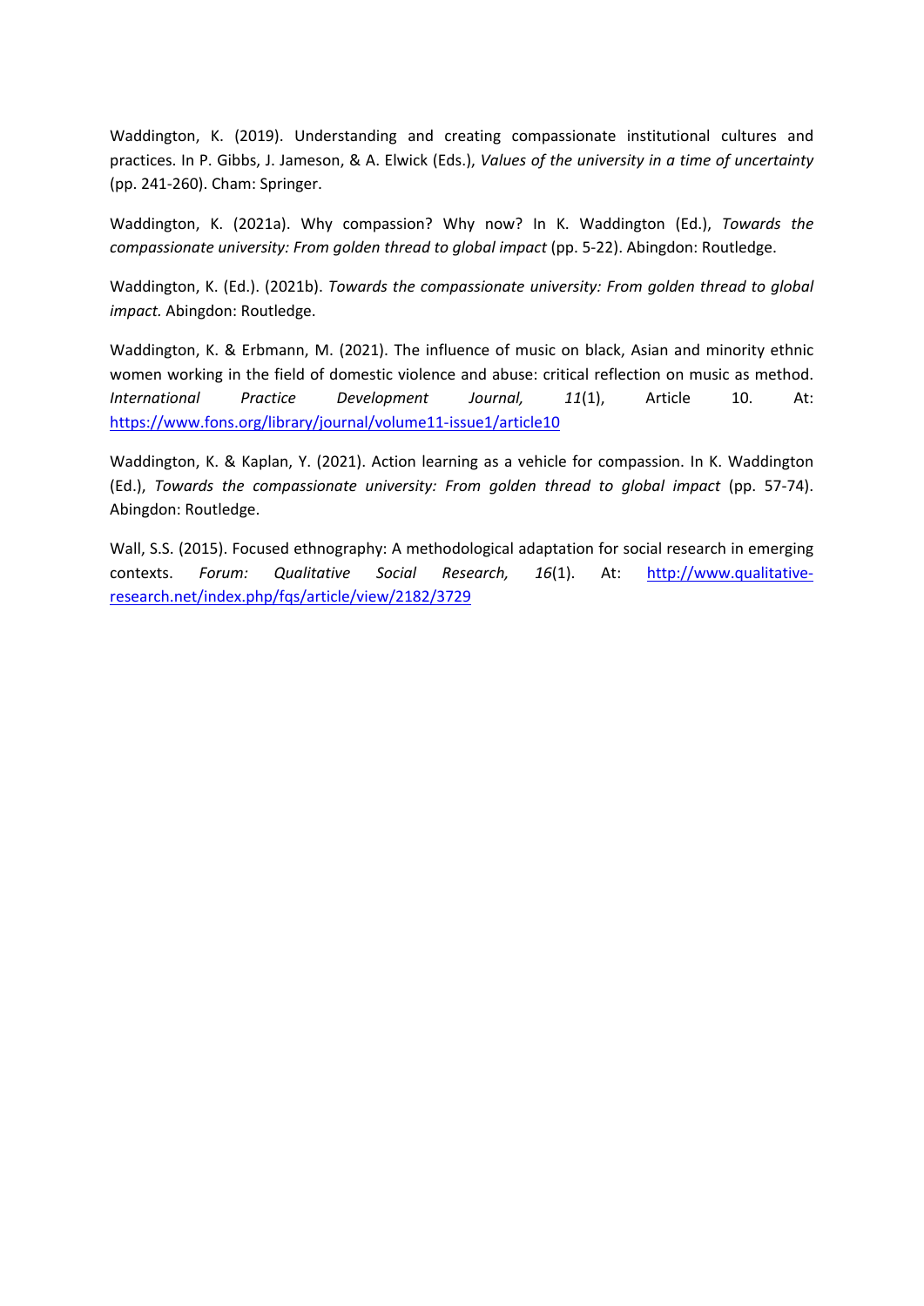Waddington, K. (2019). Understanding and creating compassionate institutional cultures and practices. In P. Gibbs, J. Jameson, & A. Elwick (Eds.), *Values of the university in a time of uncertainty* (pp. 241-260). Cham: Springer.

Waddington, K. (2021a). Why compassion? Why now? In K. Waddington (Ed.), *Towards the compassionate university: From golden thread to global impact* (pp. 5-22). Abingdon: Routledge.

Waddington, K. (Ed.). (2021b). *Towards the compassionate university: From golden thread to global impact.* Abingdon: Routledge.

Waddington, K. & Erbmann, M. (2021). The influence of music on black, Asian and minority ethnic women working in the field of domestic violence and abuse: critical reflection on music as method. *International Practice Development Journal, 11*(1), Article 10. At: https://www.fons.org/library/journal/volume11-issue1/article10

Waddington, K. & Kaplan, Y. (2021). Action learning as a vehicle for compassion. In K. Waddington (Ed.), *Towards the compassionate university: From golden thread to global impact* (pp. 57-74). Abingdon: Routledge.

Wall, S.S. (2015). Focused ethnography: A methodological adaptation for social research in emerging contexts. *Forum: Qualitative Social Research, 16*(1). At: http://www.qualitative-research.net/index.php/fqs/article/view/2182/3729